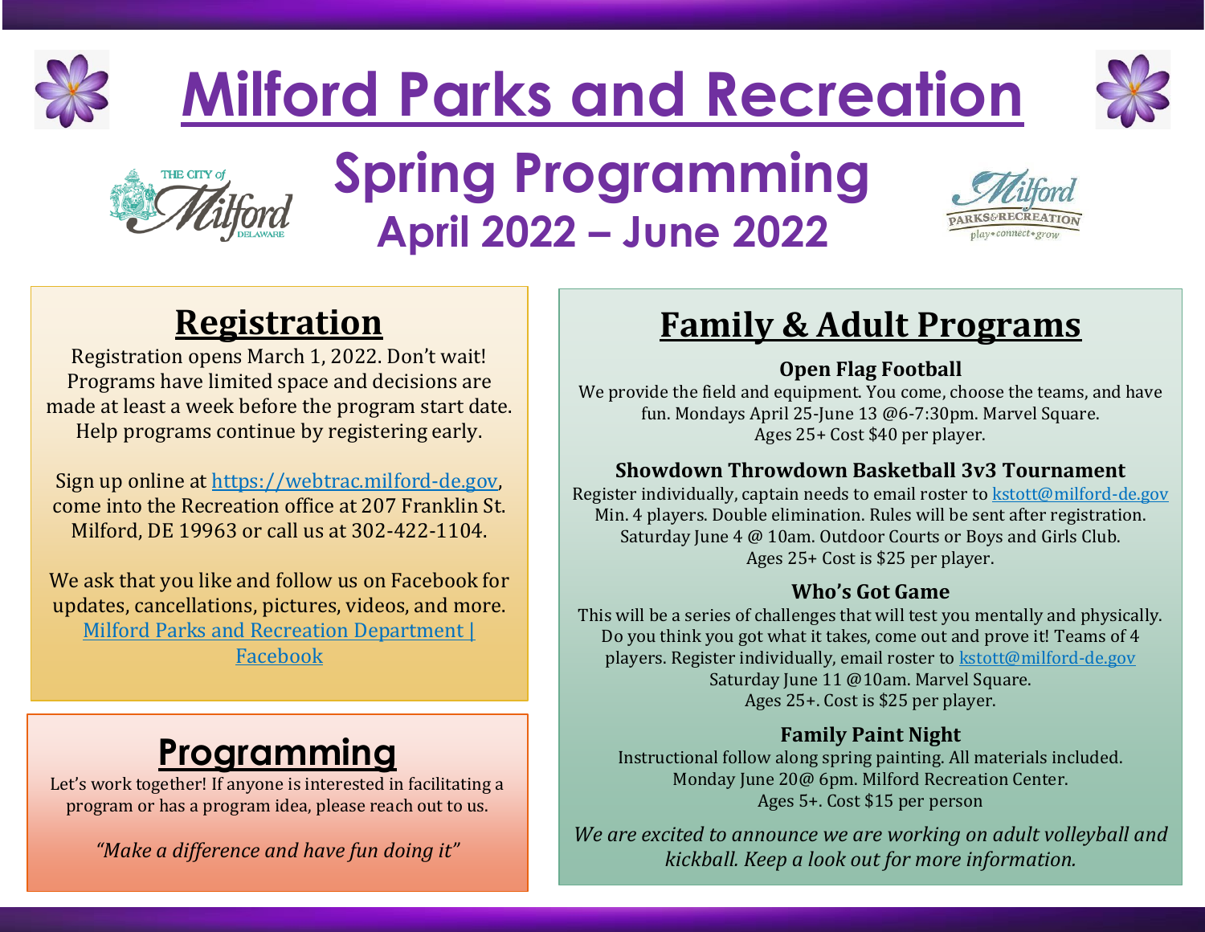# Milford Parks and Recreation

## Spring Programming

### April 2022 – June 2022

## Registration

Registration opens March 1, 2022. Don't wait! Programs have limited space and decisions are made at least a week before the program start date. Help programs continue by registering early.

Sign up online at https://webtrac.milford-de.gov, come into the Recreation office at 207 Franklin St. Milford, DE 19963 or call us at 302-422-1104.

We ask that you like and follow us on Facebook for updates, cancellations, pictures, videos, and more. Milford Parks and Recreation Department | Facebook

## Programming

Let's work together! If anyone is interested in facilitating a program or has a program idea, please reach out to us.

*"Make a difference and have fun doing it"*

## Family & Adult Programs

**Open Flag Football**

We provide the field and equipment. You come, choose the teams, and have fun. Mondays April 25-June 13 @6-7:30pm. Marvel Square. Ages 25+ Cost $40 per player.

**Showdown Throwdown Basketball 3v3 Tournament**

Register individually, captain needs to email roster to kstott@milford-de.gov Min. 4 players. Double elimination. Rules will be sent after registration. Saturday June 4 @ 10am. Outdoor Courts or Boys and Girls Club. Ages 25+ Cost is $25 per player.

**Who's Got Game**

This will be a series of challenges that will test you mentally and physically. Do you think you got what it takes, come out and prove it! Teams of 4 players. Register individually, email roster to kstott@milford-de.gov Saturday June 11 @10am. Marvel Square. Ages 25+. Cost is $25 per player.

**Family Paint Night**

Instructional follow along spring painting. All materials included. Monday June 20@ 6pm. Milford Recreation Center. Ages 5+. Cost $15 per person

*We are excited to announce we are working on adult volleyball and kickball. Keep a look out for more information.*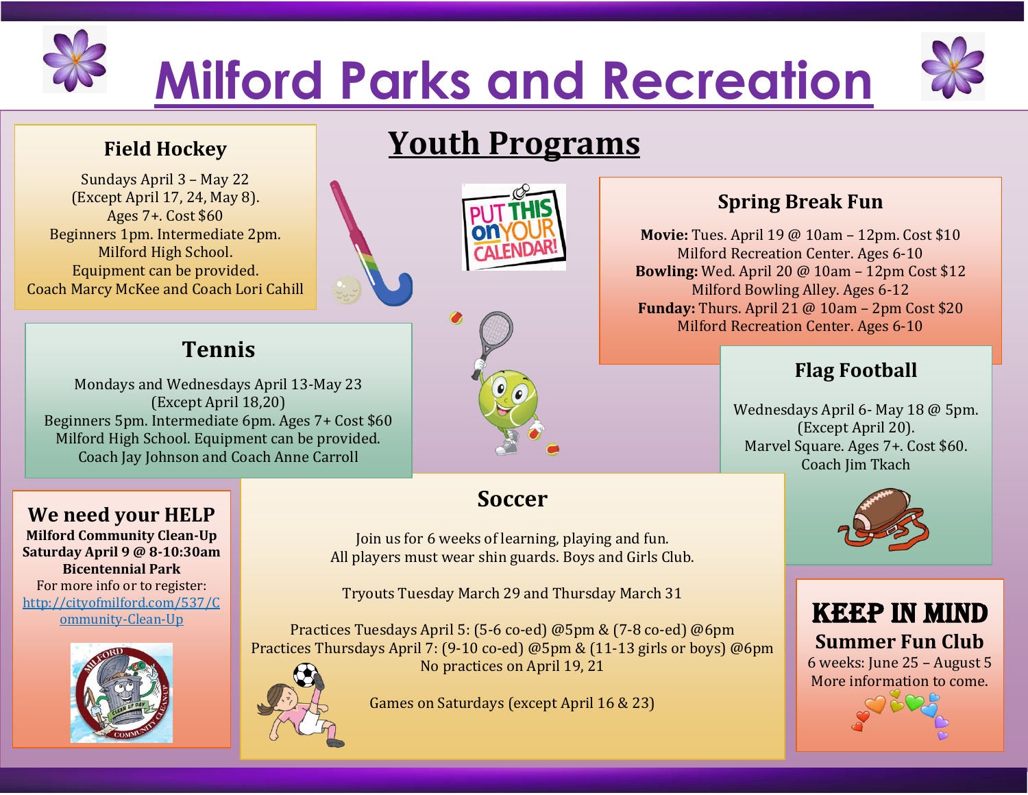# Milford Parks and Recreation

## Youth Programs

### Field Hockey

Sundays April 3 – May 22
(Except April 17, 24, May 8).
Ages 7+. Cost $60
Beginners 1pm. Intermediate 2pm.
Milford High School.
Equipment can be provided.
Coach Marcy McKee and Coach Lori Cahill

PUT THIS ON YOUR CALENDAR!

### Spring Break Fun

**Movie:** Tues. April 19 @ 10am – 12pm. Cost $10
Milford Recreation Center. Ages 6-10
**Bowling:** Wed. April 20 @ 10am – 12pm Cost $12
Milford Bowling Alley. Ages 6-12
**Funday:** Thurs. April 21 @ 10am – 2pm Cost $20
Milford Recreation Center. Ages 6-10

### Tennis

Mondays and Wednesdays April 13-May 23
(Except April 18,20)
Beginners 5pm. Intermediate 6pm. Ages 7+ Cost $60
Milford High School. Equipment can be provided.
Coach Jay Johnson and Coach Anne Carroll

### Flag Football

Wednesdays April 6- May 18 @ 5pm.
(Except April 20).
Marvel Square. Ages 7+. Cost $60.
Coach Jim Tkach

### We need your HELP

**Milford Community Clean-Up**
**Saturday April 9 @ 8-10:30am**
**Bicentennial Park**
For more info or to register:
http://cityofmilford.com/537/Community-Clean-Up

### Soccer

Join us for 6 weeks of learning, playing and fun.
All players must wear shin guards. Boys and Girls Club.

Tryouts Tuesday March 29 and Thursday March 31

Practices Tuesdays April 5: (5-6 co-ed) @5pm & (7-8 co-ed) @6pm
Practices Thursdays April 7: (9-10 co-ed) @5pm & (11-13 girls or boys) @6pm
No practices on April 19, 21

Games on Saturdays (except April 16 & 23)

### KEEP IN MIND

**Summer Fun Club**
6 weeks: June 25 – August 5
More information to come.